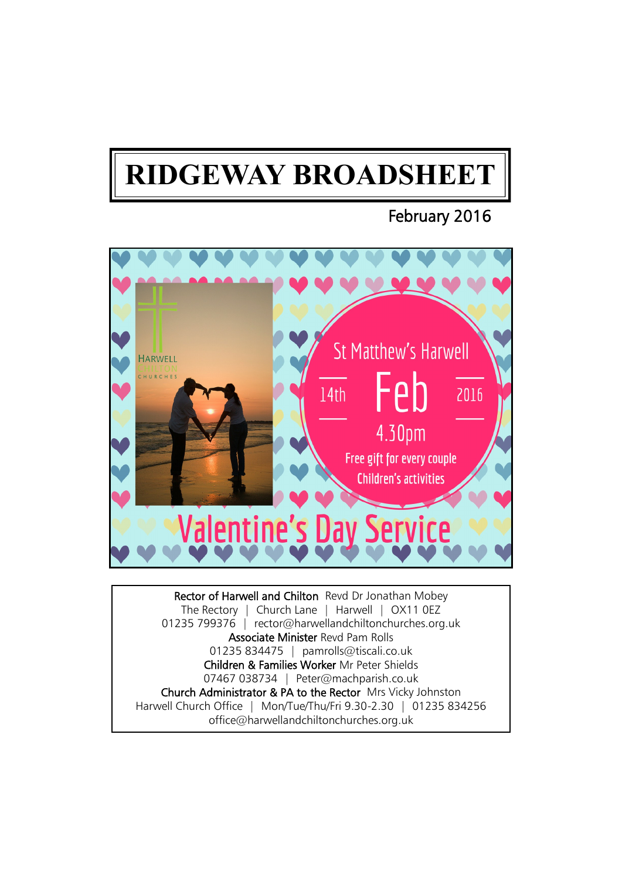# RIDGEWAY BROADSHEET

February 2016

HARWELL CHILTON CHURCHES

St Matthew's Harwell

14th Feb 2016

4.30pm

Free gift for every couple

Children's activities

## Valentine's Day Service

**Rector of Harwell and Chilton** Revd Dr Jonathan Mobey
The Rectory | Church Lane | Harwell | OX11 0EZ
01235 799376 | rector@harwellandchiltonchurches.org.uk

**Associate Minister** Revd Pam Rolls
01235 834475 | pamrolls@tiscali.co.uk

**Children & Families Worker** Mr Peter Shields
07467 038734 | Peter@machparish.co.uk

**Church Administrator & PA to the Rector** Mrs Vicky Johnston
Harwell Church Office | Mon/Tue/Thu/Fri 9.30-2.30 | 01235 834256
office@harwellandchiltonchurches.org.uk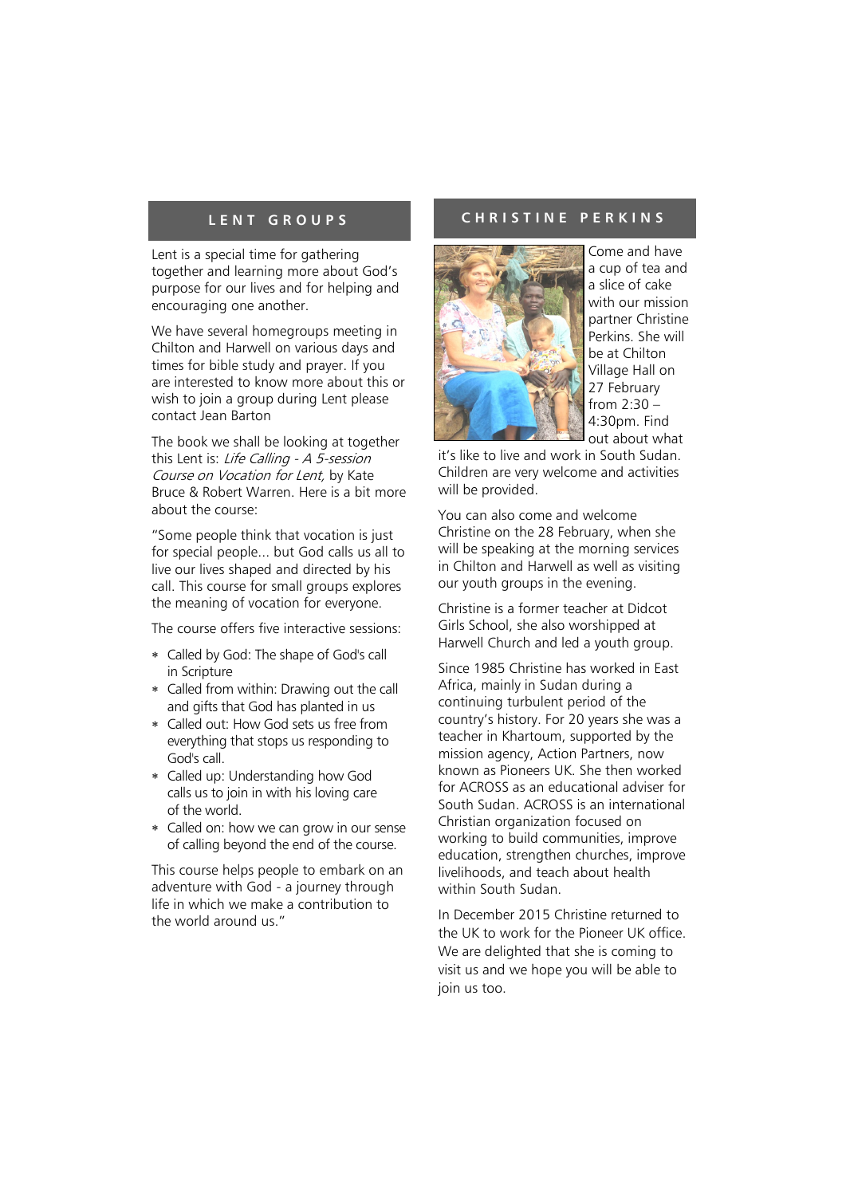## LENT GROUPS

Lent is a special time for gathering together and learning more about God's purpose for our lives and for helping and encouraging one another.

We have several homegroups meeting in Chilton and Harwell on various days and times for bible study and prayer. If you are interested to know more about this or wish to join a group during Lent please contact Jean Barton

The book we shall be looking at together this Lent is: *Life Calling - A 5-session Course on Vocation for Lent,* by Kate Bruce & Robert Warren. Here is a bit more about the course:

"Some people think that vocation is just for special people... but God calls us all to live our lives shaped and directed by his call. This course for small groups explores the meaning of vocation for everyone.

The course offers five interactive sessions:

- Called by God: The shape of God's call in Scripture
- Called from within: Drawing out the call and gifts that God has planted in us
- Called out: How God sets us free from everything that stops us responding to God's call.
- Called up: Understanding how God calls us to join in with his loving care of the world.
- Called on: how we can grow in our sense of calling beyond the end of the course.

This course helps people to embark on an adventure with God - a journey through life in which we make a contribution to the world around us."

## CHRISTINE PERKINS

Come and have a cup of tea and a slice of cake with our mission partner Christine Perkins. She will be at Chilton Village Hall on 27 February from 2:30 – 4:30pm. Find out about what it's like to live and work in South Sudan. Children are very welcome and activities will be provided.

You can also come and welcome Christine on the 28 February, when she will be speaking at the morning services in Chilton and Harwell as well as visiting our youth groups in the evening.

Christine is a former teacher at Didcot Girls School, she also worshipped at Harwell Church and led a youth group.

Since 1985 Christine has worked in East Africa, mainly in Sudan during a continuing turbulent period of the country's history. For 20 years she was a teacher in Khartoum, supported by the mission agency, Action Partners, now known as Pioneers UK. She then worked for ACROSS as an educational adviser for South Sudan. ACROSS is an international Christian organization focused on working to build communities, improve education, strengthen churches, improve livelihoods, and teach about health within South Sudan.

In December 2015 Christine returned to the UK to work for the Pioneer UK office. We are delighted that she is coming to visit us and we hope you will be able to join us too.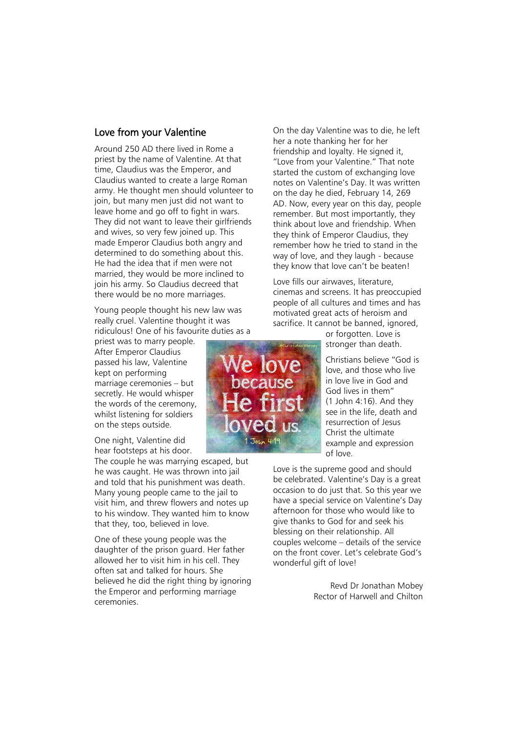## Love from your Valentine

Around 250 AD there lived in Rome a priest by the name of Valentine. At that time, Claudius was the Emperor, and Claudius wanted to create a large Roman army. He thought men should volunteer to join, but many men just did not want to leave home and go off to fight in wars. They did not want to leave their girlfriends and wives, so very few joined up. This made Emperor Claudius both angry and determined to do something about this. He had the idea that if men were not married, they would be more inclined to join his army. So Claudius decreed that there would be no more marriages.

Young people thought his new law was really cruel. Valentine thought it was ridiculous! One of his favourite duties as a priest was to marry people. After Emperor Claudius passed his law, Valentine kept on performing marriage ceremonies – but secretly. He would whisper the words of the ceremony, whilst listening for soldiers on the steps outside.

One night, Valentine did hear footsteps at his door. The couple he was marrying escaped, but he was caught. He was thrown into jail and told that his punishment was death. Many young people came to the jail to visit him, and threw flowers and notes up to his window. They wanted him to know that they, too, believed in love.

One of these young people was the daughter of the prison guard. Her father allowed her to visit him in his cell. They often sat and talked for hours. She believed he did the right thing by ignoring the Emperor and performing marriage ceremonies.

On the day Valentine was to die, he left her a note thanking her for her friendship and loyalty. He signed it, "Love from your Valentine." That note started the custom of exchanging love notes on Valentine's Day. It was written on the day he died, February 14, 269 AD. Now, every year on this day, people remember. But most importantly, they think about love and friendship. When they think of Emperor Claudius, they remember how he tried to stand in the way of love, and they laugh - because they know that love can't be beaten!

Love fills our airwaves, literature, cinemas and screens. It has preoccupied people of all cultures and times and has motivated great acts of heroism and sacrifice. It cannot be banned, ignored, or forgotten. Love is stronger than death.

Christians believe "God is love, and those who live in love live in God and God lives in them" (1 John 4:16). And they see in the life, death and resurrection of Jesus Christ the ultimate example and expression of love.

Love is the supreme good and should be celebrated. Valentine's Day is a great occasion to do just that. So this year we have a special service on Valentine's Day afternoon for those who would like to give thanks to God for and seek his blessing on their relationship. All couples welcome – details of the service on the front cover. Let's celebrate God's wonderful gift of love!

Revd Dr Jonathan Mobey
Rector of Harwell and Chilton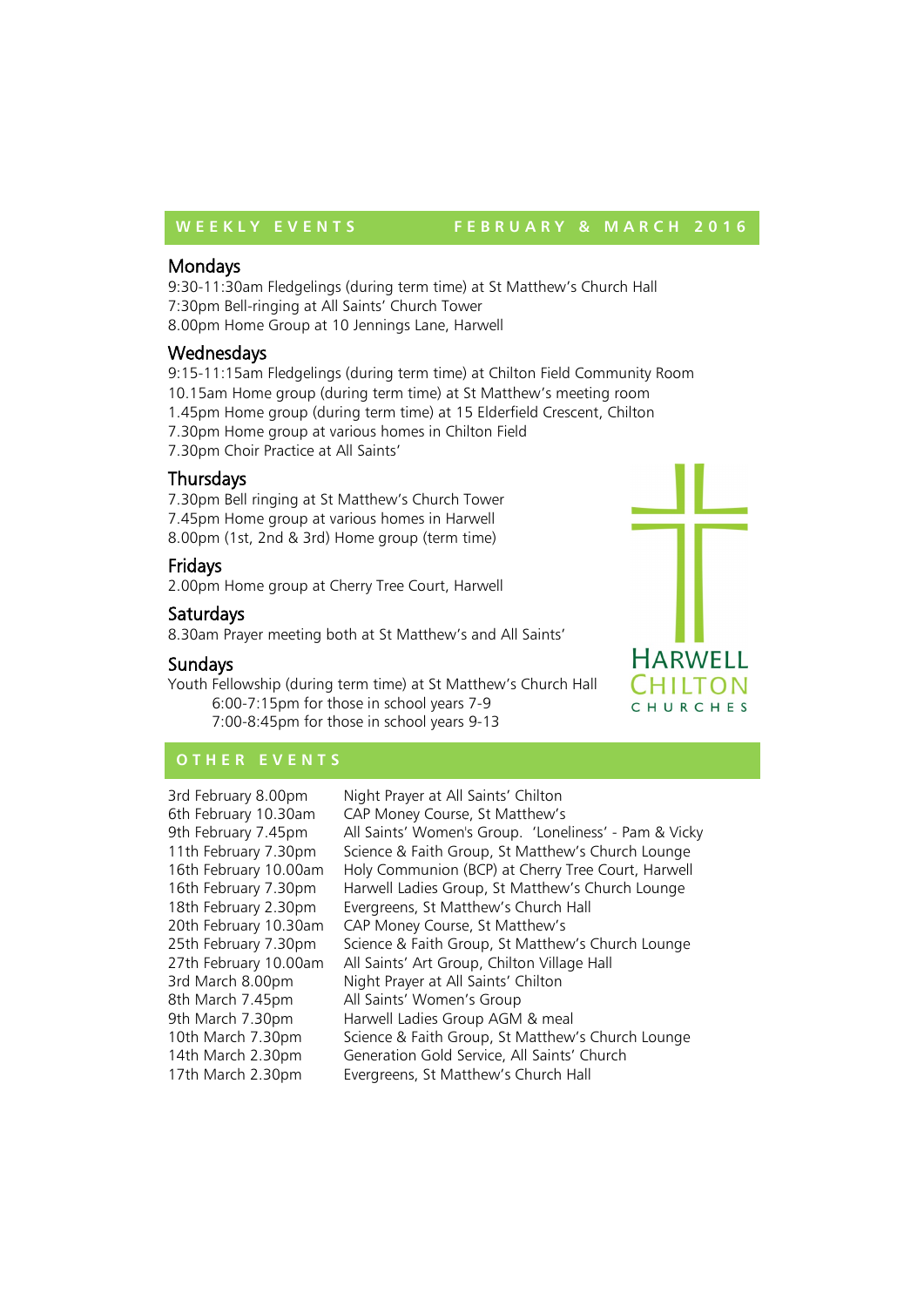## WEEKLY EVENTS — FEBRUARY & MARCH 2016

### Mondays

9:30-11:30am Fledgelings (during term time) at St Matthew's Church Hall
7:30pm Bell-ringing at All Saints' Church Tower
8.00pm Home Group at 10 Jennings Lane, Harwell

### Wednesdays

9:15-11:15am Fledgelings (during term time) at Chilton Field Community Room
10.15am Home group (during term time) at St Matthew's meeting room
1.45pm Home group (during term time) at 15 Elderfield Crescent, Chilton
7.30pm Home group at various homes in Chilton Field
7.30pm Choir Practice at All Saints'

### Thursdays

7.30pm Bell ringing at St Matthew's Church Tower
7.45pm Home group at various homes in Harwell
8.00pm (1st, 2nd & 3rd) Home group (term time)

### Fridays

2.00pm Home group at Cherry Tree Court, Harwell

### Saturdays

8.30am Prayer meeting both at St Matthew's and All Saints'

### Sundays

Youth Fellowship (during term time) at St Matthew's Church Hall
6:00-7:15pm for those in school years 7-9
7:00-8:45pm for those in school years 9-13

HARWELL CHILTON CHURCHES

## OTHER EVENTS

| | |
|---|---|
| 3rd February 8.00pm | Night Prayer at All Saints' Chilton |
| 6th February 10.30am | CAP Money Course, St Matthew's |
| 9th February 7.45pm | All Saints' Women's Group. 'Loneliness' - Pam & Vicky |
| 11th February 7.30pm | Science & Faith Group, St Matthew's Church Lounge |
| 16th February 10.00am | Holy Communion (BCP) at Cherry Tree Court, Harwell |
| 16th February 7.30pm | Harwell Ladies Group, St Matthew's Church Lounge |
| 18th February 2.30pm | Evergreens, St Matthew's Church Hall |
| 20th February 10.30am | CAP Money Course, St Matthew's |
| 25th February 7.30pm | Science & Faith Group, St Matthew's Church Lounge |
| 27th February 10.00am | All Saints' Art Group, Chilton Village Hall |
| 3rd March 8.00pm | Night Prayer at All Saints' Chilton |
| 8th March 7.45pm | All Saints' Women's Group |
| 9th March 7.30pm | Harwell Ladies Group AGM & meal |
| 10th March 7.30pm | Science & Faith Group, St Matthew's Church Lounge |
| 14th March 2.30pm | Generation Gold Service, All Saints' Church |
| 17th March 2.30pm | Evergreens, St Matthew's Church Hall |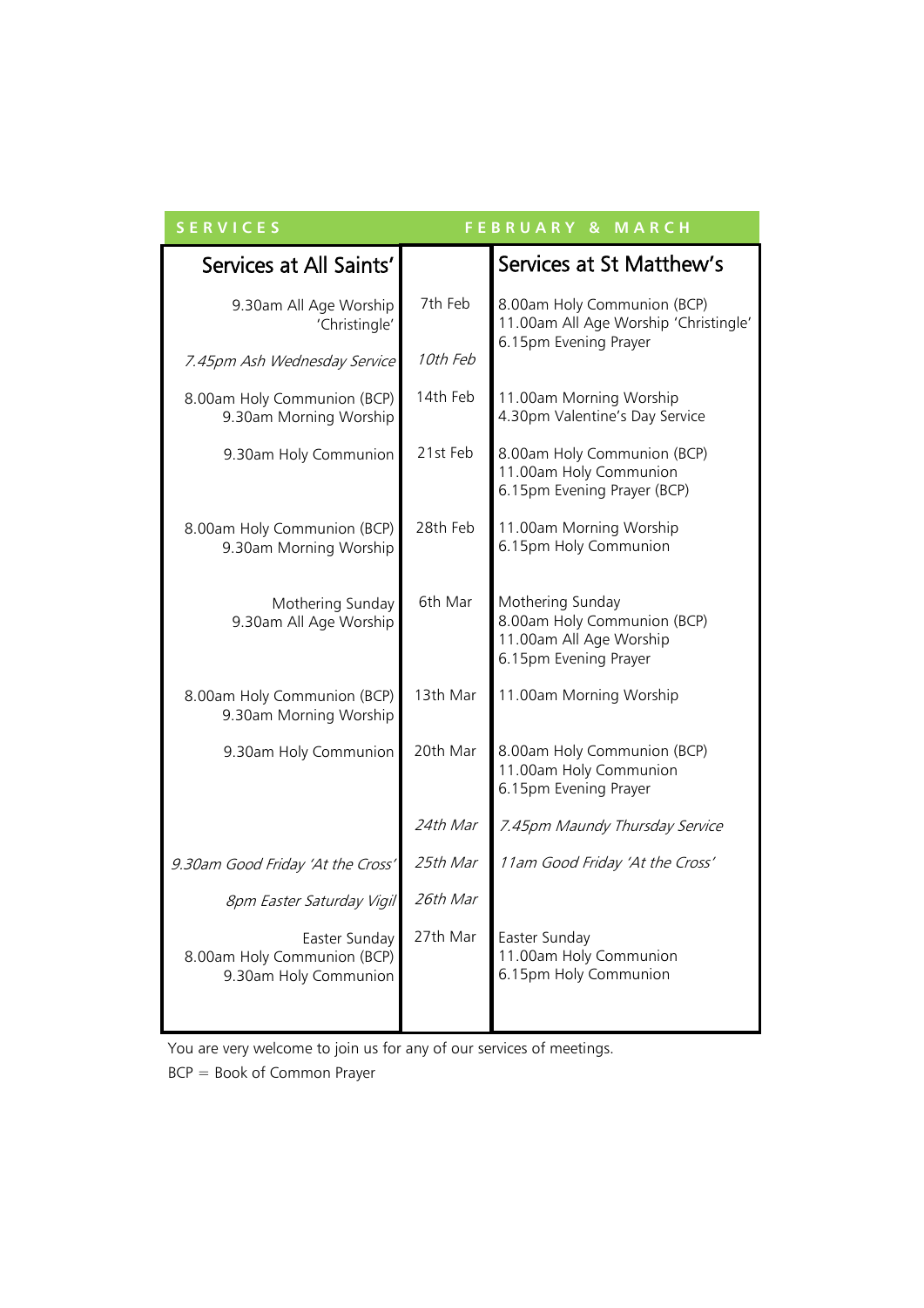## SERVICES FEBRUARY & MARCH

| Services at All Saints' | | Services at St Matthew's |
|---|---|---|
| 9.30am All Age Worship 'Christingle' | 7th Feb | 8.00am Holy Communion (BCP)<br>11.00am All Age Worship 'Christingle'<br>6.15pm Evening Prayer |
| *7.45pm Ash Wednesday Service* | *10th Feb* | |
| 8.00am Holy Communion (BCP)<br>9.30am Morning Worship | 14th Feb | 11.00am Morning Worship<br>4.30pm Valentine's Day Service |
| 9.30am Holy Communion | 21st Feb | 8.00am Holy Communion (BCP)<br>11.00am Holy Communion<br>6.15pm Evening Prayer (BCP) |
| 8.00am Holy Communion (BCP)<br>9.30am Morning Worship | 28th Feb | 11.00am Morning Worship<br>6.15pm Holy Communion |
| Mothering Sunday<br>9.30am All Age Worship | 6th Mar | Mothering Sunday<br>8.00am Holy Communion (BCP)<br>11.00am All Age Worship<br>6.15pm Evening Prayer |
| 8.00am Holy Communion (BCP)<br>9.30am Morning Worship | 13th Mar | 11.00am Morning Worship |
| 9.30am Holy Communion | 20th Mar | 8.00am Holy Communion (BCP)<br>11.00am Holy Communion<br>6.15pm Evening Prayer |
| | *24th Mar* | *7.45pm Maundy Thursday Service* |
| *9.30am Good Friday 'At the Cross'* | *25th Mar* | *11am Good Friday 'At the Cross'* |
| *8pm Easter Saturday Vigil* | *26th Mar* | |
| Easter Sunday<br>8.00am Holy Communion (BCP)<br>9.30am Holy Communion | 27th Mar | Easter Sunday<br>11.00am Holy Communion<br>6.15pm Holy Communion |

You are very welcome to join us for any of our services of meetings.

BCP = Book of Common Prayer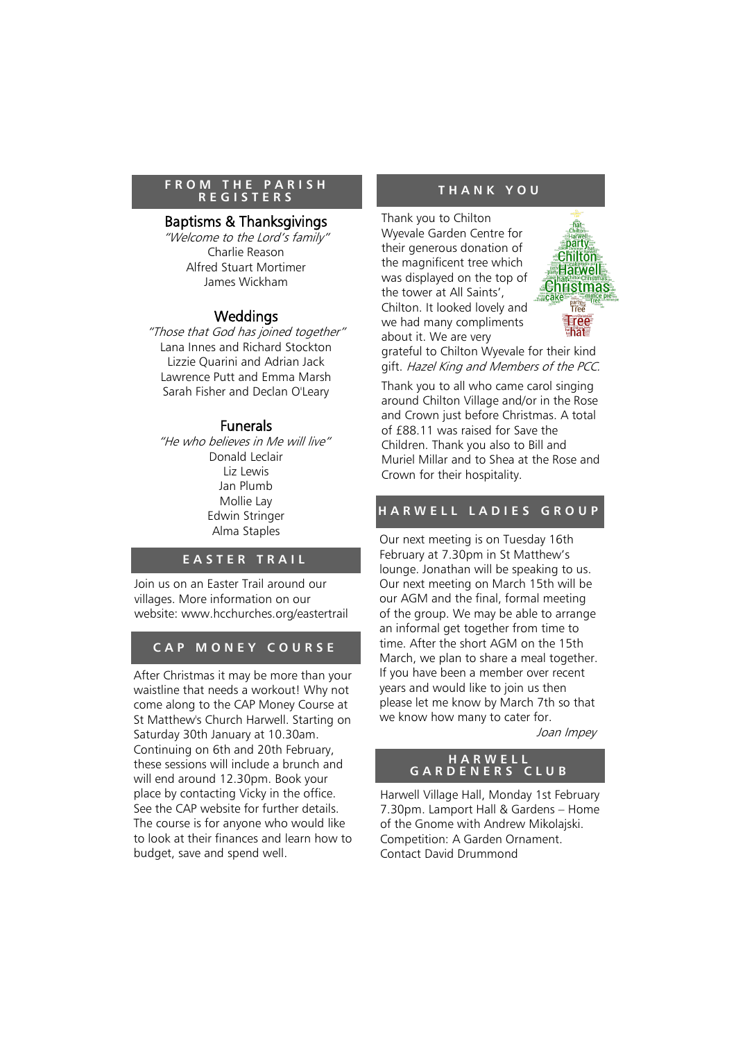## FROM THE PARISH REGISTERS

### Baptisms & Thanksgivings

*"Welcome to the Lord's family"*

Charlie Reason
Alfred Stuart Mortimer
James Wickham

### Weddings

*"Those that God has joined together"*

Lana Innes and Richard Stockton
Lizzie Quarini and Adrian Jack
Lawrence Putt and Emma Marsh
Sarah Fisher and Declan O'Leary

### Funerals

*"He who believes in Me will live"*

Donald Leclair
Liz Lewis
Jan Plumb
Mollie Lay
Edwin Stringer
Alma Staples

## EASTER TRAIL

Join us on an Easter Trail around our villages. More information on our website: www.hcchurches.org/eastertrail

## CAP MONEY COURSE

After Christmas it may be more than your waistline that needs a workout! Why not come along to the CAP Money Course at St Matthew's Church Harwell. Starting on Saturday 30th January at 10.30am. Continuing on 6th and 20th February, these sessions will include a brunch and will end around 12.30pm. Book your place by contacting Vicky in the office. See the CAP website for further details. The course is for anyone who would like to look at their finances and learn how to budget, save and spend well.

## THANK YOU

Thank you to Chilton Wyevale Garden Centre for their generous donation of the magnificent tree which was displayed on the top of the tower at All Saints', Chilton. It looked lovely and we had many compliments about it. We are very grateful to Chilton Wyevale for their kind gift. *Hazel King and Members of the PCC.*

Thank you to all who came carol singing around Chilton Village and/or in the Rose and Crown just before Christmas. A total of £88.11 was raised for Save the Children. Thank you also to Bill and Muriel Millar and to Shea at the Rose and Crown for their hospitality.

## HARWELL LADIES GROUP

Our next meeting is on Tuesday 16th February at 7.30pm in St Matthew's lounge. Jonathan will be speaking to us. Our next meeting on March 15th will be our AGM and the final, formal meeting of the group. We may be able to arrange an informal get together from time to time. After the short AGM on the 15th March, we plan to share a meal together. If you have been a member over recent years and would like to join us then please let me know by March 7th so that we know how many to cater for.

*Joan Impey*

## HARWELL GARDENERS CLUB

Harwell Village Hall, Monday 1st February 7.30pm. Lamport Hall & Gardens – Home of the Gnome with Andrew Mikolajski. Competition: A Garden Ornament. Contact David Drummond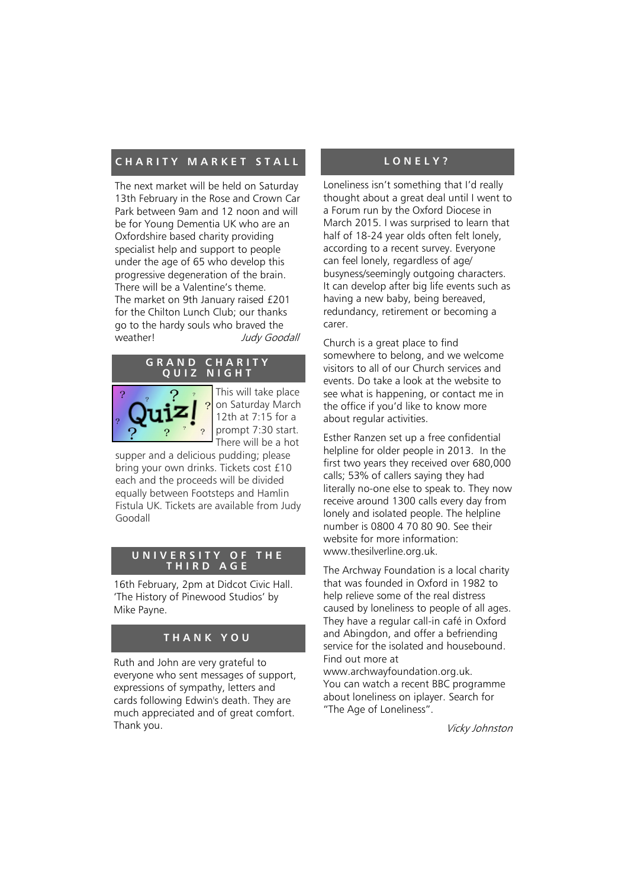## CHARITY MARKET STALL

The next market will be held on Saturday 13th February in the Rose and Crown Car Park between 9am and 12 noon and will be for Young Dementia UK who are an Oxfordshire based charity providing specialist help and support to people under the age of 65 who develop this progressive degeneration of the brain. There will be a Valentine's theme.
The market on 9th January raised £201 for the Chilton Lunch Club; our thanks go to the hardy souls who braved the weather!

*Judy Goodall*

## GRAND CHARITY QUIZ NIGHT

This will take place on Saturday March 12th at 7:15 for a prompt 7:30 start. There will be a hot supper and a delicious pudding; please bring your own drinks. Tickets cost £10 each and the proceeds will be divided equally between Footsteps and Hamlin Fistula UK. Tickets are available from Judy Goodall

## UNIVERSITY OF THE THIRD AGE

16th February, 2pm at Didcot Civic Hall. 'The History of Pinewood Studios' by Mike Payne.

## THANK YOU

Ruth and John are very grateful to everyone who sent messages of support, expressions of sympathy, letters and cards following Edwin's death. They are much appreciated and of great comfort. Thank you.

## LONELY?

Loneliness isn't something that I'd really thought about a great deal until I went to a Forum run by the Oxford Diocese in March 2015. I was surprised to learn that half of 18-24 year olds often felt lonely, according to a recent survey. Everyone can feel lonely, regardless of age/ busyness/seemingly outgoing characters. It can develop after big life events such as having a new baby, being bereaved, redundancy, retirement or becoming a carer.

Church is a great place to find somewhere to belong, and we welcome visitors to all of our Church services and events. Do take a look at the website to see what is happening, or contact me in the office if you'd like to know more about regular activities.

Esther Ranzen set up a free confidential helpline for older people in 2013. In the first two years they received over 680,000 calls; 53% of callers saying they had literally no-one else to speak to. They now receive around 1300 calls every day from lonely and isolated people. The helpline number is 0800 4 70 80 90. See their website for more information: www.thesilverline.org.uk.

The Archway Foundation is a local charity that was founded in Oxford in 1982 to help relieve some of the real distress caused by loneliness to people of all ages. They have a regular call-in café in Oxford and Abingdon, and offer a befriending service for the isolated and housebound. Find out more at www.archwayfoundation.org.uk.
You can watch a recent BBC programme about loneliness on iplayer. Search for "The Age of Loneliness".

*Vicky Johnston*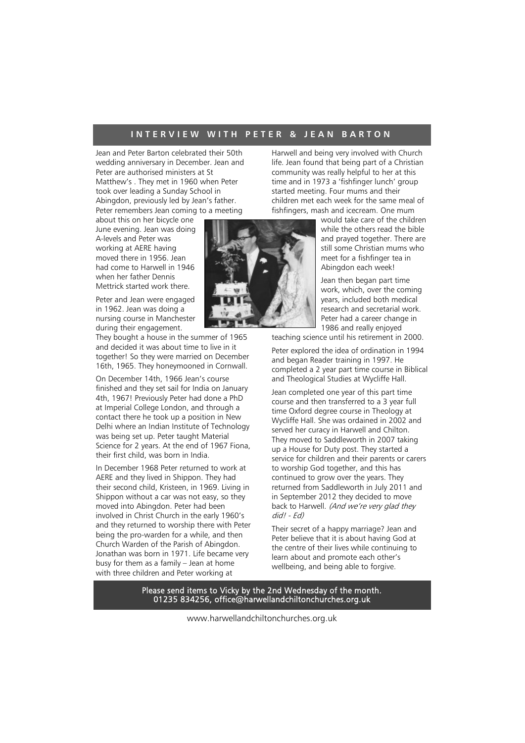## INTERVIEW WITH PETER & JEAN BARTON

Jean and Peter Barton celebrated their 50th wedding anniversary in December. Jean and Peter are authorised ministers at St Matthew's . They met in 1960 when Peter took over leading a Sunday School in Abingdon, previously led by Jean's father. Peter remembers Jean coming to a meeting about this on her bicycle one June evening. Jean was doing A-levels and Peter was working at AERE having moved there in 1956. Jean had come to Harwell in 1946 when her father Dennis Mettrick started work there.

Peter and Jean were engaged in 1962. Jean was doing a nursing course in Manchester during their engagement. They bought a house in the summer of 1965 and decided it was about time to live in it together! So they were married on December 16th, 1965. They honeymooned in Cornwall.

On December 14th, 1966 Jean's course finished and they set sail for India on January 4th, 1967! Previously Peter had done a PhD at Imperial College London, and through a contact there he took up a position in New Delhi where an Indian Institute of Technology was being set up. Peter taught Material Science for 2 years. At the end of 1967 Fiona, their first child, was born in India.

In December 1968 Peter returned to work at AERE and they lived in Shippon. They had their second child, Kristeen, in 1969. Living in Shippon without a car was not easy, so they moved into Abingdon. Peter had been involved in Christ Church in the early 1960's and they returned to worship there with Peter being the pro-warden for a while, and then Church Warden of the Parish of Abingdon. Jonathan was born in 1971. Life became very busy for them as a family – Jean at home with three children and Peter working at Harwell and being very involved with Church life. Jean found that being part of a Christian community was really helpful to her at this time and in 1973 a 'fishfinger lunch' group started meeting. Four mums and their children met each week for the same meal of fishfingers, mash and icecream. One mum would take care of the children while the others read the bible and prayed together. There are still some Christian mums who meet for a fishfinger tea in Abingdon each week!

Jean then began part time work, which, over the coming years, included both medical research and secretarial work. Peter had a career change in 1986 and really enjoyed teaching science until his retirement in 2000.

Peter explored the idea of ordination in 1994 and began Reader training in 1997. He completed a 2 year part time course in Biblical and Theological Studies at Wycliffe Hall.

Jean completed one year of this part time course and then transferred to a 3 year full time Oxford degree course in Theology at Wycliffe Hall. She was ordained in 2002 and served her curacy in Harwell and Chilton. They moved to Saddleworth in 2007 taking up a House for Duty post. They started a service for children and their parents or carers to worship God together, and this has continued to grow over the years. They returned from Saddleworth in July 2011 and in September 2012 they decided to move back to Harwell. *(And we're very glad they did! - Ed)*

Their secret of a happy marriage? Jean and Peter believe that it is about having God at the centre of their lives while continuing to learn about and promote each other's wellbeing, and being able to forgive.

**Please send items to Vicky by the 2nd Wednesday of the month.
01235 834256, office@harwellandchiltonchurches.org.uk**

www.harwellandchiltonchurches.org.uk